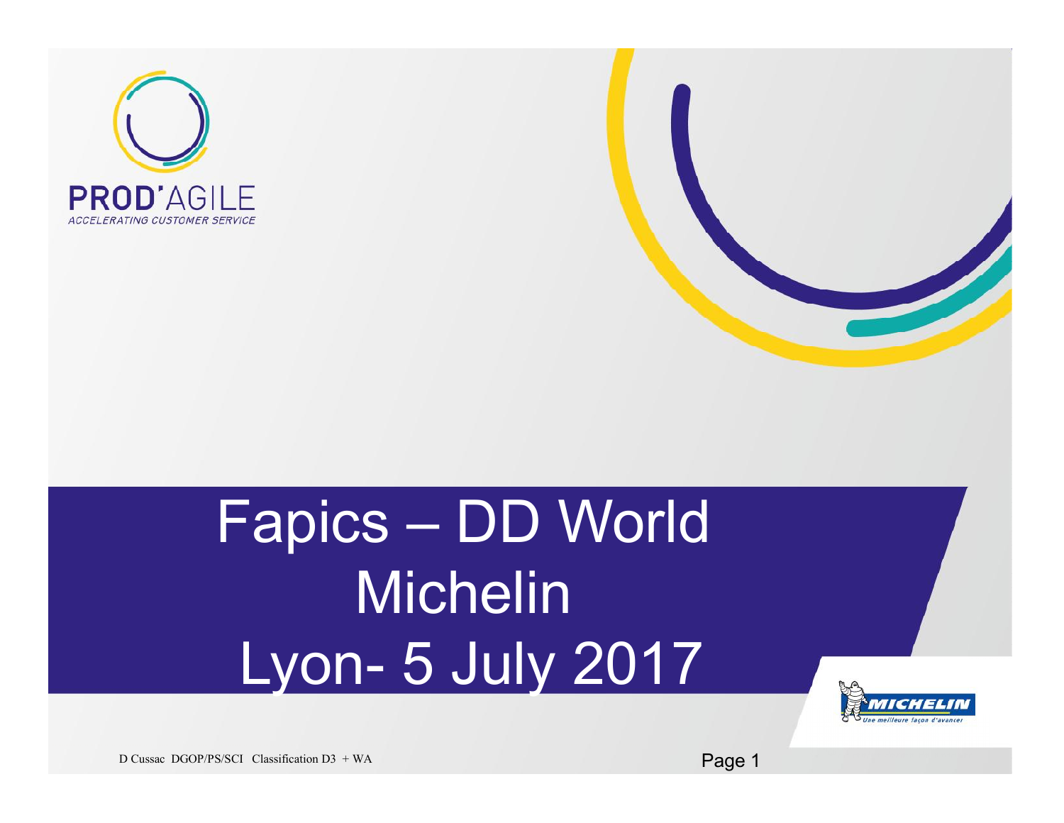PROD'AGILE

*ACCELERATING CUSTOMER SERVICE*

# Fapics – DD World Michelin Lyon- 5 July 2017

MICHELIN *Une meilleure façon d'avancer*

D Cussac DGOP/PS/SCI Classification D3 + WA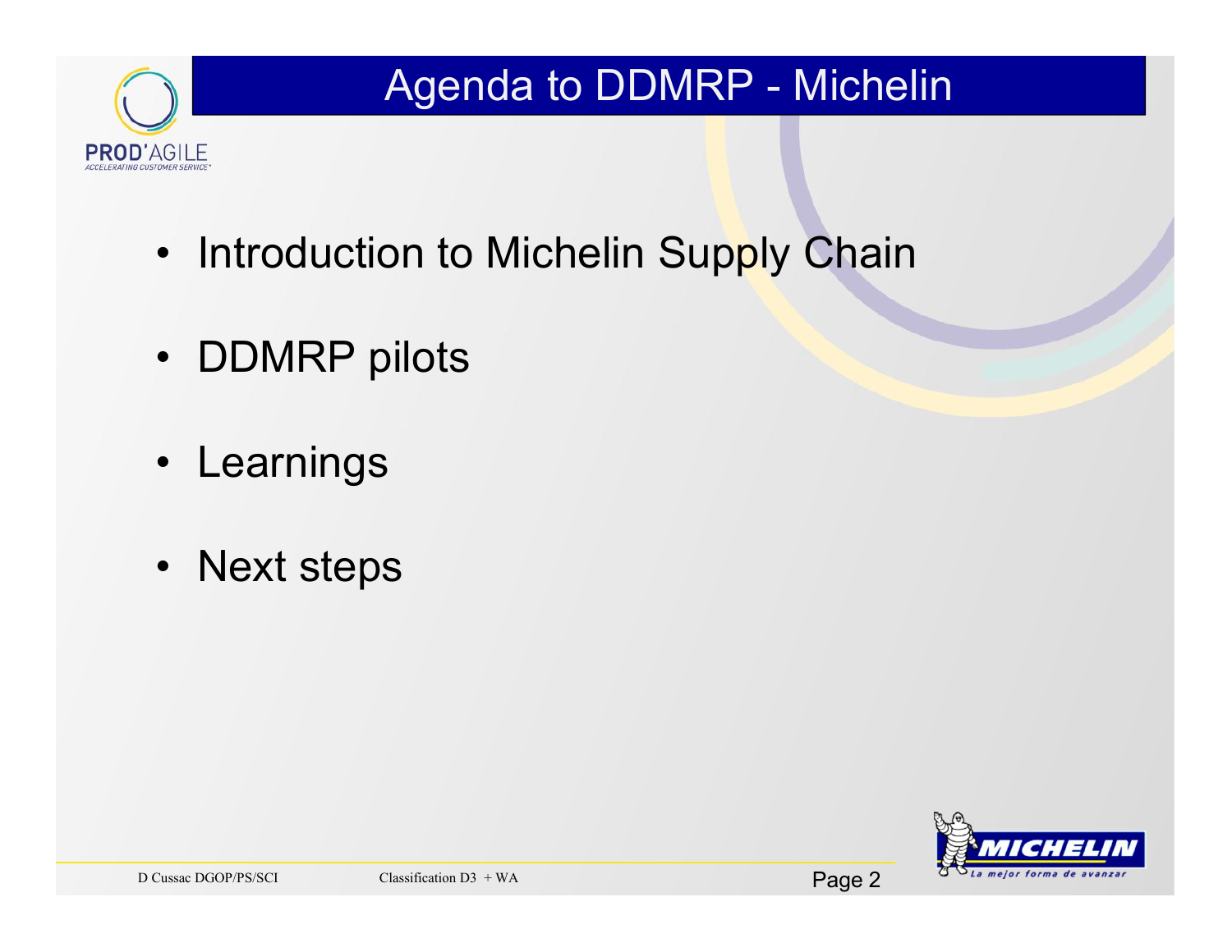# Agenda to DDMRP - Michelin

- Introduction to Michelin Supply Chain
- DDMRP pilots
- Learnings
- Next steps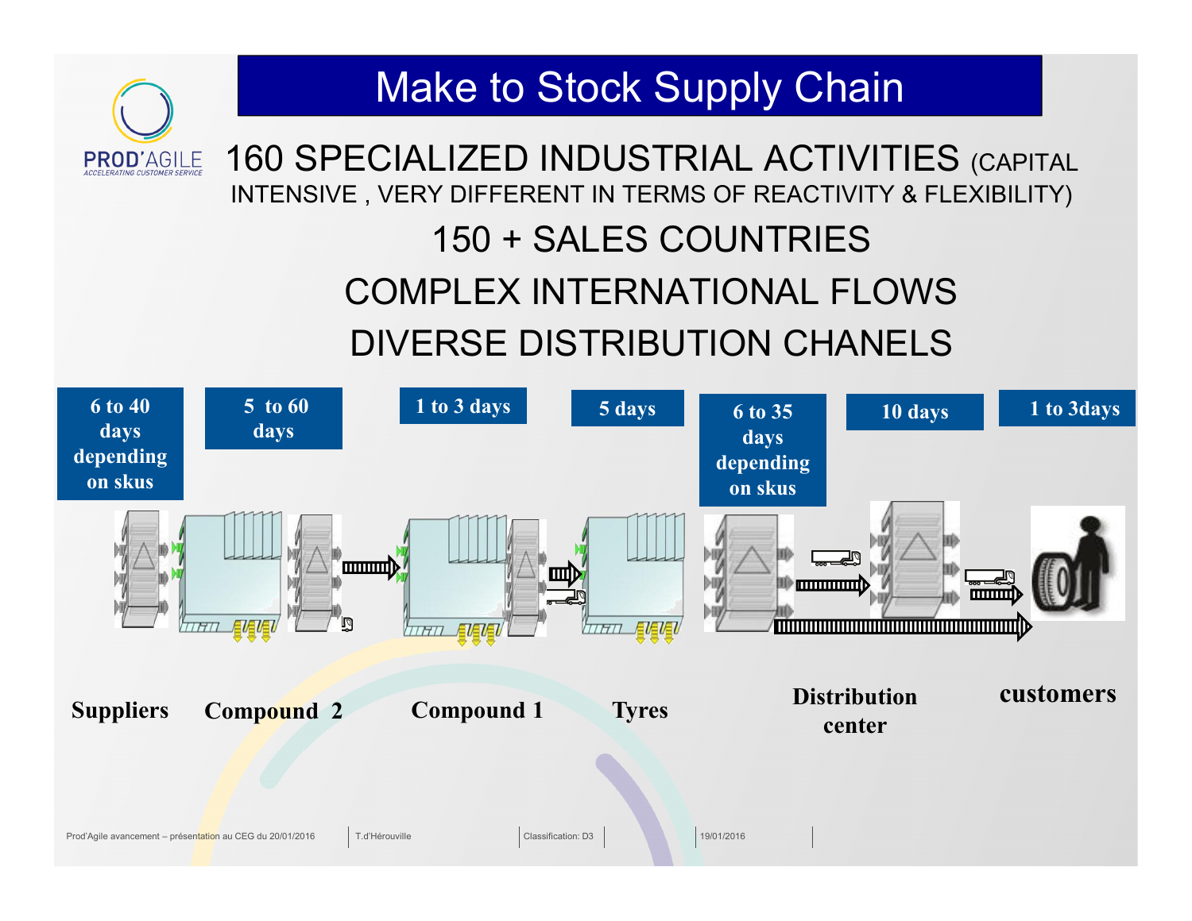# Make to Stock Supply Chain

160 SPECIALIZED INDUSTRIAL ACTIVITIES (CAPITAL INTENSIVE , VERY DIFFERENT IN TERMS OF REACTIVITY & FLEXIBILITY)

150 + SALES COUNTRIES

COMPLEX INTERNATIONAL FLOWS

DIVERSE DISTRIBUTION CHANELS

| Suppliers | Compound 2 | Compound 1 | Tyres | | Distribution center | customers |
|---|---|---|---|---|---|---|
| 6 to 40 days depending on skus | 5 to 60 days | 1 to 3 days | 5 days | 6 to 35 days depending on skus | 10 days | 1 to 3days |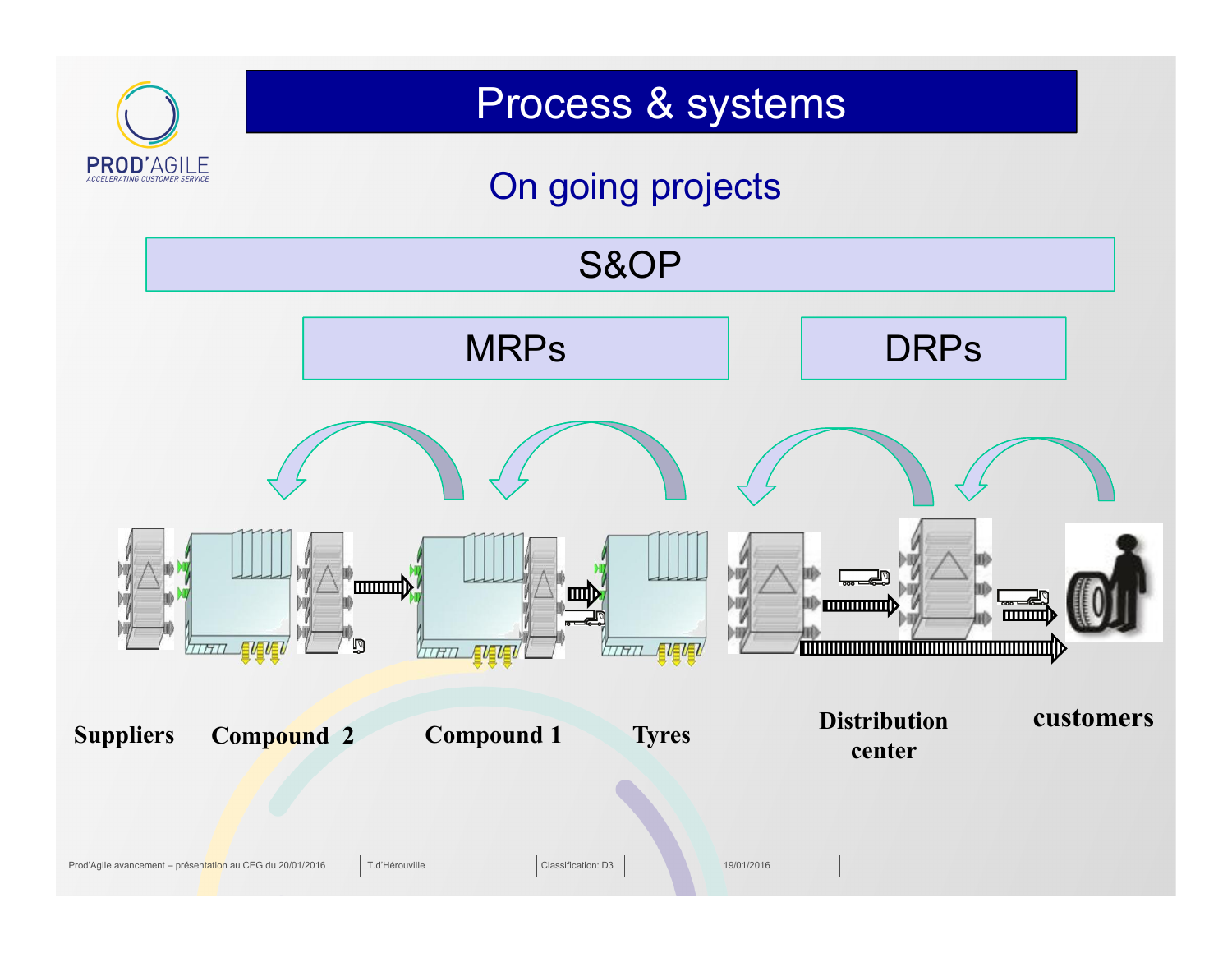# Process & systems

## On going projects

S&OP

MRPs

DRPs

Suppliers

Compound 2

Compound 1

Tyres

Distribution center

customers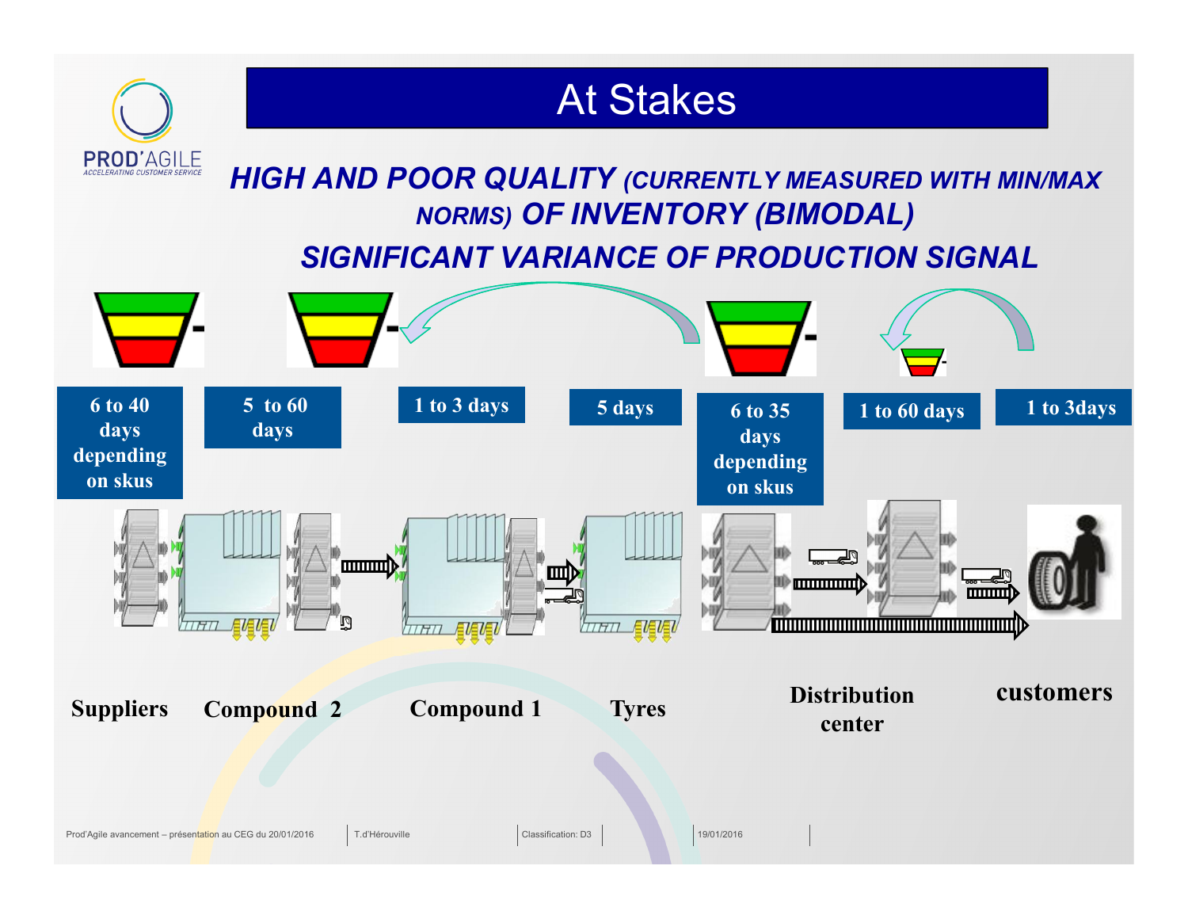# At Stakes

***HIGH AND POOR QUALITY** (CURRENTLY MEASURED WITH MIN/MAX NORMS)* ***OF INVENTORY (BIMODAL)***

***SIGNIFICANT VARIANCE OF PRODUCTION SIGNAL***

| Suppliers | Compound 2 | | Compound 1 | | Tyres | | Distribution center | | customers |
|---|---|---|---|---|---|---|---|---|---|
| 6 to 40 days depending on skus | 5 to 60 days | 1 to 3 days | | 5 days | | 6 to 35 days depending on skus | 1 to 60 days | 1 to 3days | |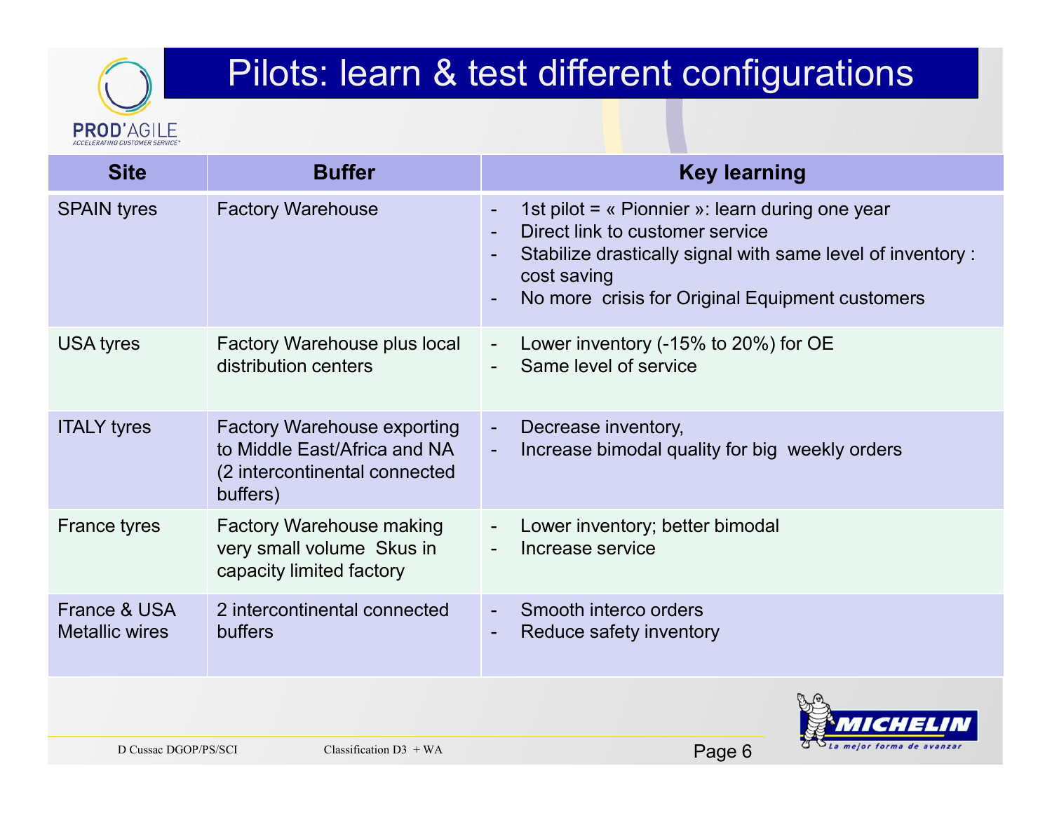# Pilots: learn & test different configurations

| Site | Buffer | Key learning |
| --- | --- | --- |
| SPAIN tyres | Factory Warehouse | - 1st pilot = « Pionnier »: learn during one year<br>- Direct link to customer service<br>- Stabilize drastically signal with same level of inventory : cost saving<br>- No more crisis for Original Equipment customers |
| USA tyres | Factory Warehouse plus local distribution centers | - Lower inventory (-15% to 20%) for OE<br>- Same level of service |
| ITALY tyres | Factory Warehouse exporting to Middle East/Africa and NA (2 intercontinental connected buffers) | - Decrease inventory,<br>- Increase bimodal quality for big weekly orders |
| France tyres | Factory Warehouse making very small volume Skus in capacity limited factory | - Lower inventory; better bimodal<br>- Increase service |
| France & USA Metallic wires | 2 intercontinental connected buffers | - Smooth interco orders<br>- Reduce safety inventory |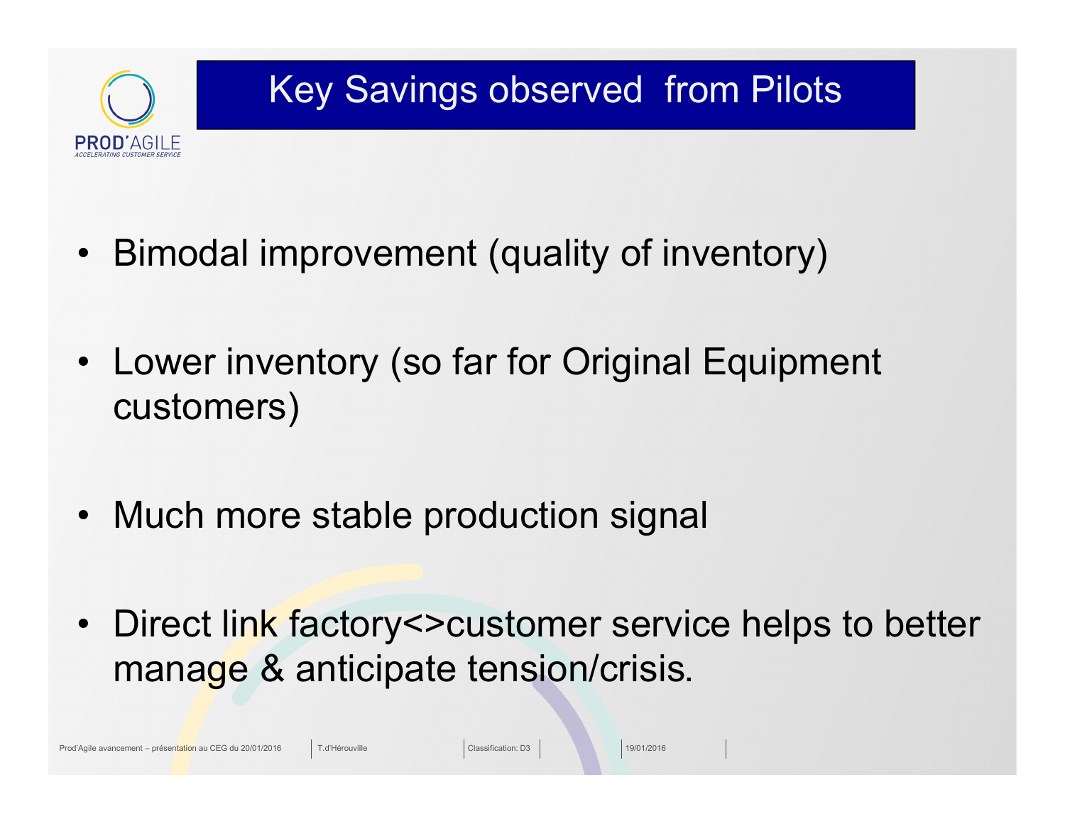# Key Savings observed from Pilots

- Bimodal improvement (quality of inventory)
- Lower inventory (so far for Original Equipment customers)
- Much more stable production signal
- Direct link factory<>customer service helps to better manage & anticipate tension/crisis.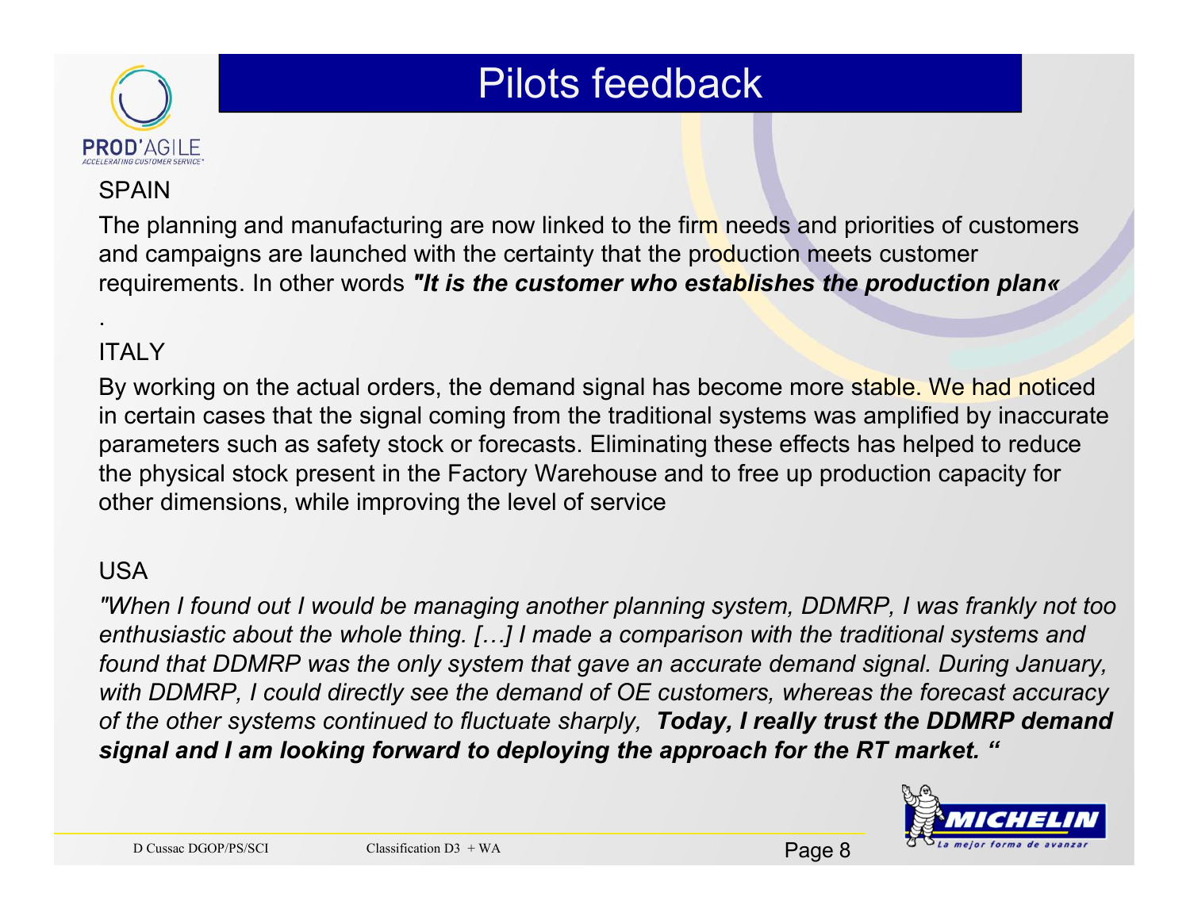# Pilots feedback

SPAIN

The planning and manufacturing are now linked to the firm needs and priorities of customers and campaigns are launched with the certainty that the production meets customer requirements. In other words ***"It is the customer who establishes the production plan«***

.

ITALY

By working on the actual orders, the demand signal has become more stable. We had noticed in certain cases that the signal coming from the traditional systems was amplified by inaccurate parameters such as safety stock or forecasts. Eliminating these effects has helped to reduce the physical stock present in the Factory Warehouse and to free up production capacity for other dimensions, while improving the level of service

USA

*"When I found out I would be managing another planning system, DDMRP, I was frankly not too enthusiastic about the whole thing. […] I made a comparison with the traditional systems and found that DDMRP was the only system that gave an accurate demand signal. During January, with DDMRP, I could directly see the demand of OE customers, whereas the forecast accuracy of the other systems continued to fluctuate sharply,* ***Today, I really trust the DDMRP demand signal and I am looking forward to deploying the approach for the RT market. "***

D Cussac DGOP/PS/SCI Classification D3 + WA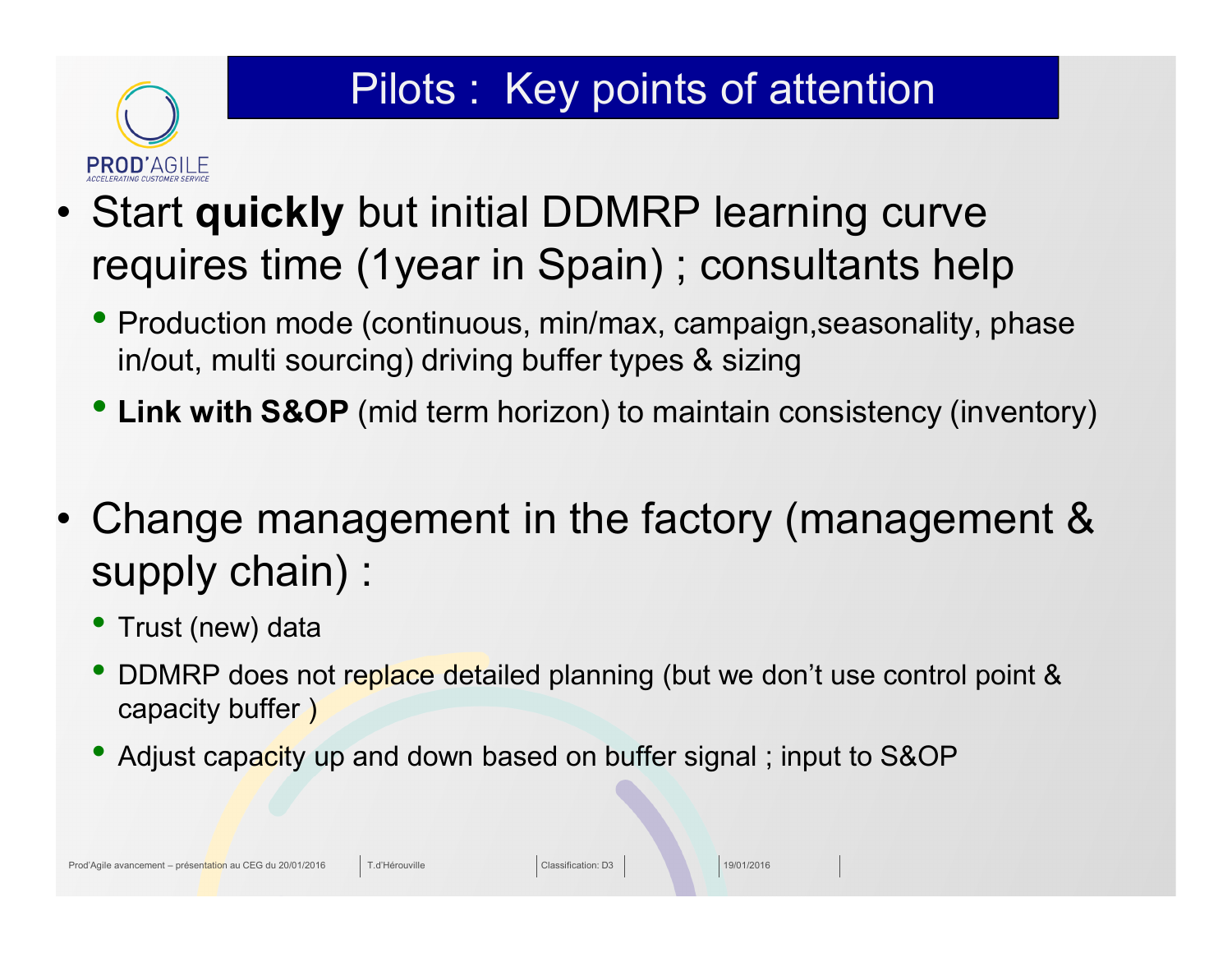# Pilots : Key points of attention

- Start **quickly** but initial DDMRP learning curve requires time (1year in Spain) ; consultants help
  - Production mode (continuous, min/max, campaign,seasonality, phase in/out, multi sourcing) driving buffer types & sizing
  - **Link with S&OP** (mid term horizon) to maintain consistency (inventory)

- Change management in the factory (management & supply chain) :
  - Trust (new) data
  - DDMRP does not replace detailed planning (but we don't use control point & capacity buffer )
  - Adjust capacity up and down based on buffer signal ; input to S&OP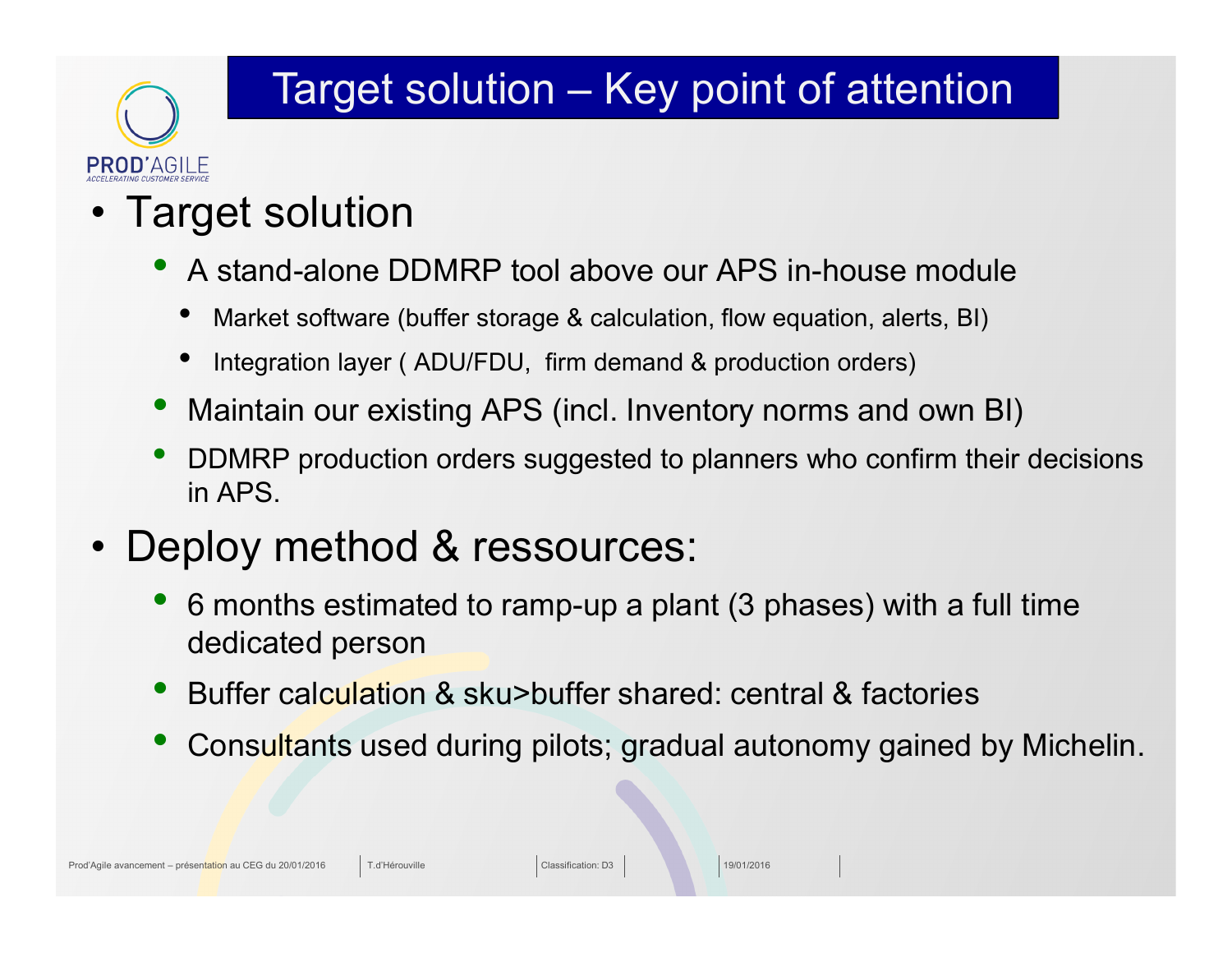# Target solution – Key point of attention

- Target solution
  - A stand-alone DDMRP tool above our APS in-house module
    - Market software (buffer storage & calculation, flow equation, alerts, BI)
    - Integration layer ( ADU/FDU,  firm demand & production orders)
  - Maintain our existing APS (incl. Inventory norms and own BI)
  - DDMRP production orders suggested to planners who confirm their decisions in APS.
- Deploy method & ressources:
  - 6 months estimated to ramp-up a plant (3 phases) with a full time dedicated person
  - Buffer calculation & sku>buffer shared: central & factories
  - Consultants used during pilots; gradual autonomy gained by Michelin.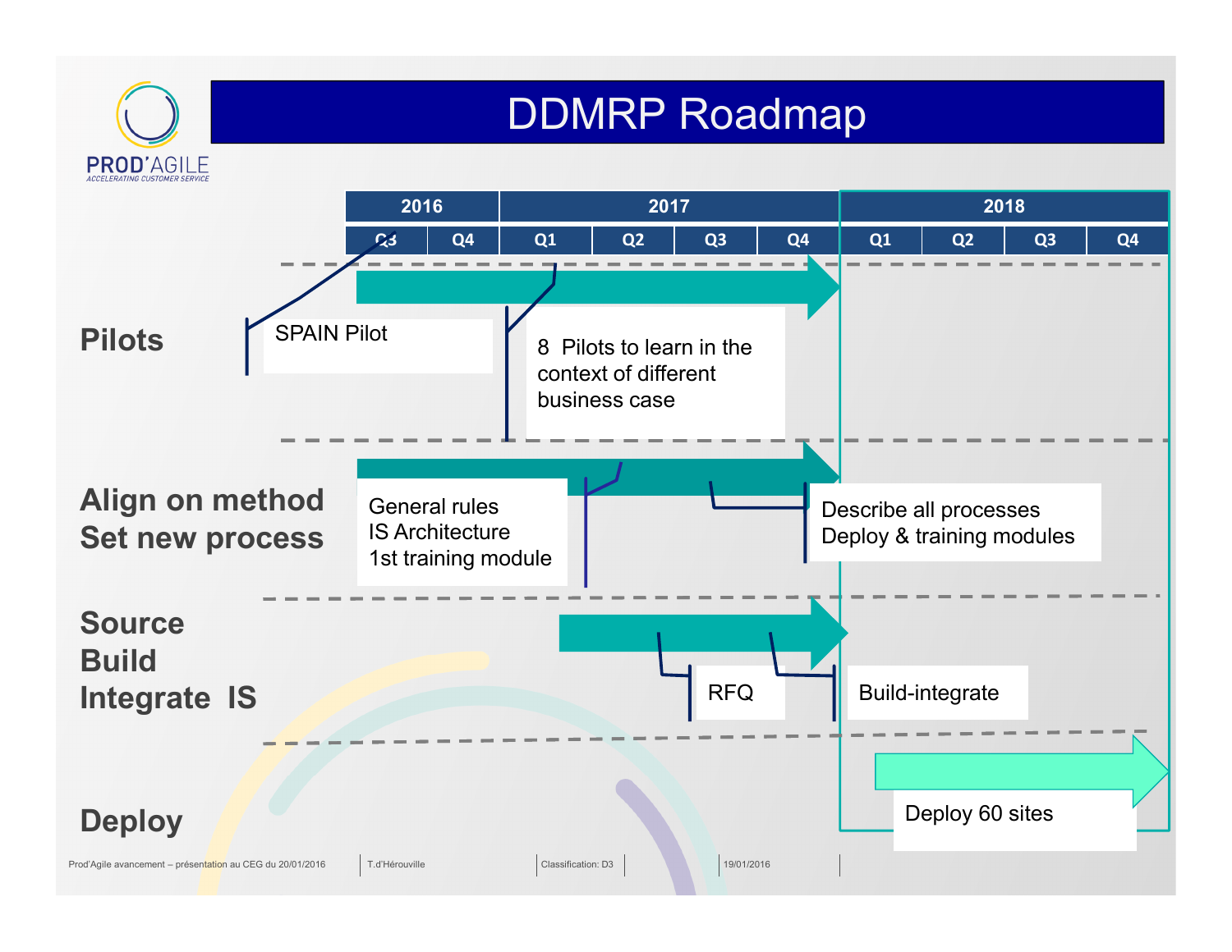# DDMRP Roadmap

PROD'AGILE
ACCELERATING CUSTOMER SERVICE

| 2016 | | 2017 | | | | 2018 | | | |
|---|---|---|---|---|---|---|---|---|---|
| Q3 | Q4 | Q1 | Q2 | Q3 | Q4 | Q1 | Q2 | Q3 | Q4 |

**Pilots**
- SPAIN Pilot
- 8 Pilots to learn in the context of different business case

**Align on method**
**Set new process**
- General rules
  IS Architecture
  1st training module
- Describe all processes
  Deploy & training modules

**Source**
**Build**
**Integrate IS**
- RFQ
- Build-integrate

**Deploy**
- Deploy 60 sites

Prod'Agile avancement – présentation au CEG du 20/01/2016 | T.d'Hérouville | Classification: D3 | 19/01/2016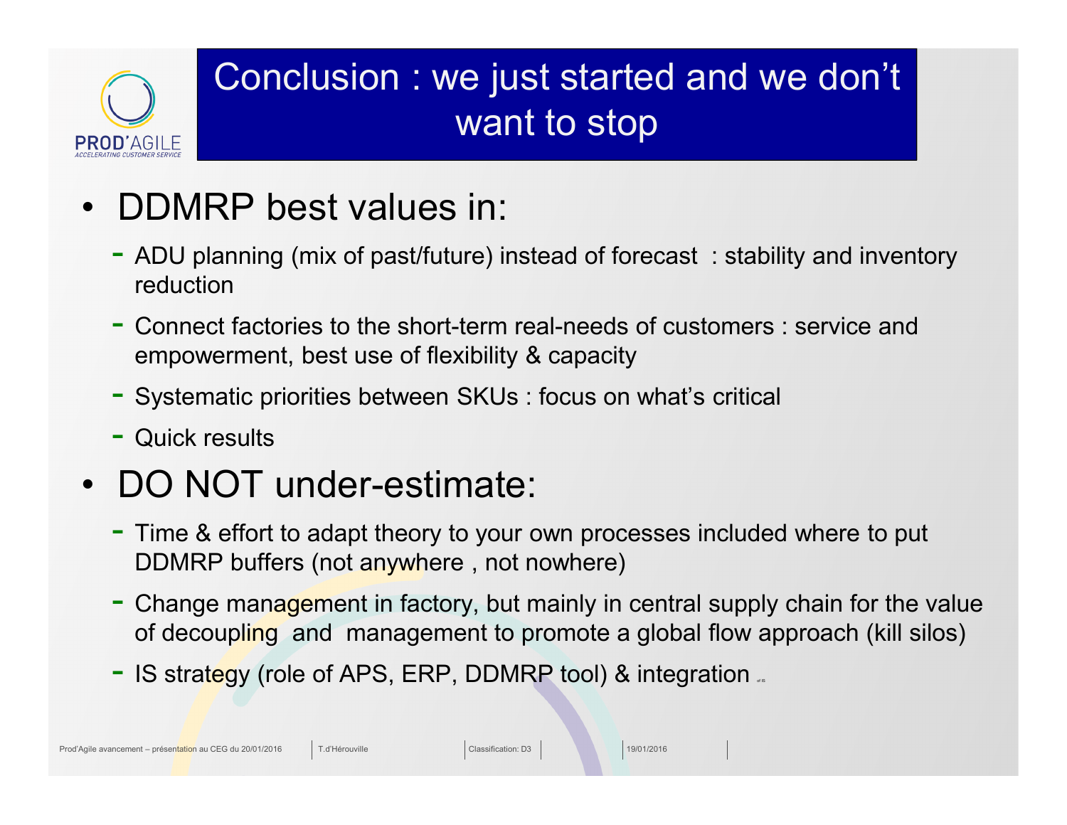# Conclusion : we just started and we don't want to stop

- DDMRP best values in:
  - ADU planning (mix of past/future) instead of forecast : stability and inventory reduction
  - Connect factories to the short-term real-needs of customers : service and empowerment, best use of flexibility & capacity
  - Systematic priorities between SKUs : focus on what's critical
  - Quick results
- DO NOT under-estimate:
  - Time & effort to adapt theory to your own processes included where to put DDMRP buffers (not anywhere , not nowhere)
  - Change management in factory, but mainly in central supply chain for the value of decoupling and management to promote a global flow approach (kill silos)
  - IS strategy (role of APS, ERP, DDMRP tool) & integration